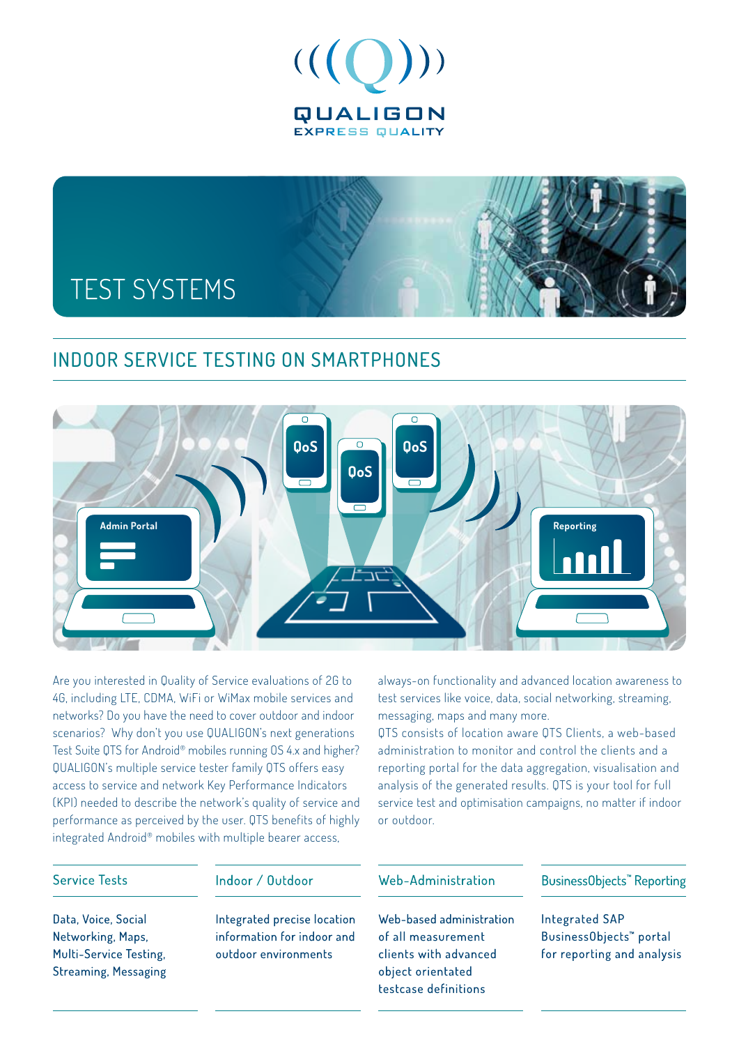QUALIGON

EXPRESS QUALITY

# TEST SYSTEMS

## INDOOR SERVICE TESTING ON SMARTPHONES

Are you interested in Quality of Service evaluations of 2G to 4G, including LTE, CDMA, WiFi or WiMax mobile services and networks? Do you have the need to cover outdoor and indoor scenarios? Why don't you use QUALIGON's next generations Test Suite QTS for Android® mobiles running OS 4.x and higher? QUALIGON's multiple service tester family QTS offers easy access to service and network Key Performance Indicators (KPI) needed to describe the network's quality of service and performance as perceived by the user. QTS benefits of highly integrated Android® mobiles with multiple bearer access, always-on functionality and advanced location awareness to test services like voice, data, social networking, streaming, messaging, maps and many more.

QTS consists of location aware QTS Clients, a web-based administration to monitor and control the clients and a reporting portal for the data aggregation, visualisation and analysis of the generated results. QTS is your tool for full service test and optimisation campaigns, no matter if indoor or outdoor.

### Service Tests

Data, Voice, Social Networking, Maps, Multi-Service Testing, Streaming, Messaging

### Indoor / Outdoor

Integrated precise location information for indoor and outdoor environments

### Web-Administration

Web-based administration of all measurement clients with advanced object orientated testcase definitions

### BusinessObjects™ Reporting

Integrated SAP BusinessObjects™ portal for reporting and analysis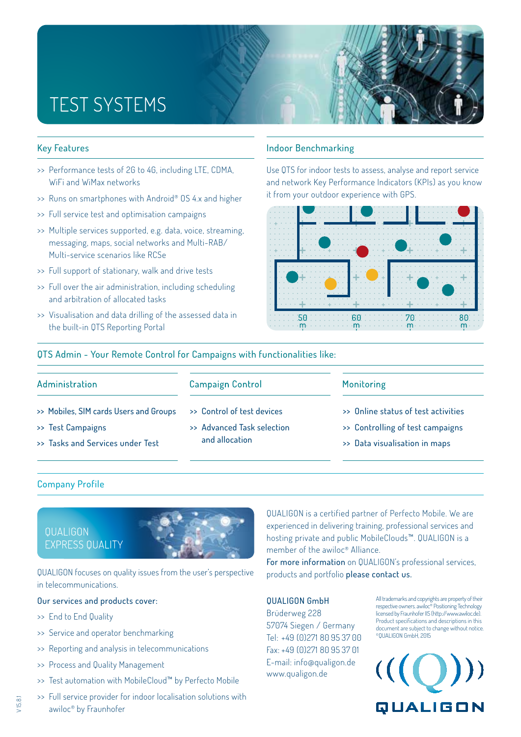# TEST SYSTEMS

## Key Features

- >> Performance tests of 2G to 4G, including LTE, CDMA, WiFi and WiMax networks
- >> Runs on smartphones with Android® OS 4.x and higher
- >> Full service test and optimisation campaigns
- >> Multiple services supported, e.g. data, voice, streaming, messaging, maps, social networks and Multi-RAB/ Multi-service scenarios like RCSe
- >> Full support of stationary, walk and drive tests
- >> Full over the air administration, including scheduling and arbitration of allocated tasks
- >> Visualisation and data drilling of the assessed data in the built-in QTS Reporting Portal

## Indoor Benchmarking

Use QTS for indoor tests to assess, analyse and report service and network Key Performance Indicators (KPIs) as you know it from your outdoor experience with GPS.

50 m
60 m
70 m
80 m

## QTS Admin - Your Remote Control for Campaigns with functionalities like:

### Administration

- >> Mobiles, SIM cards Users and Groups
- >> Test Campaigns
- >> Tasks and Services under Test

### Campaign Control

- >> Control of test devices
- >> Advanced Task selection and allocation

### Monitoring

- >> Online status of test activities
- >> Controlling of test campaigns
- >> Data visualisation in maps

## Company Profile

QUALIGON
EXPRESS QUALITY

QUALIGON focuses on quality issues from the user's perspective in telecommunications.

Our services and products cover:

- >> End to End Quality
- >> Service and operator benchmarking
- >> Reporting and analysis in telecommunications
- >> Process and Quality Management
- >> Test automation with MobileCloud™ by Perfecto Mobile
- >> Full service provider for indoor localisation solutions with awiloc® by Fraunhofer

QUALIGON is a certified partner of Perfecto Mobile. We are experienced in delivering training, professional services and hosting private and public MobileClouds™. QUALIGON is a member of the awiloc® Alliance.

**For more information** on QUALIGON's professional services, products and portfolio **please contact us.**

**QUALIGON GmbH**
Brüderweg 228
57074 Siegen / Germany
Tel: +49 (0)271 80 95 37 00
Fax: +49 (0)271 80 95 37 01
E-mail: info@qualigon.de
www.qualigon.de

All trademarks and copyrights are property of their respective owners. awiloc® Positioning Technology licensed by Fraunhofer IIS (http://www.awiloc.de). Product specifications and descriptions in this document are subject to change without notice. ©QUALIGON GmbH, 2015

QUALIGON

V 15.8.1